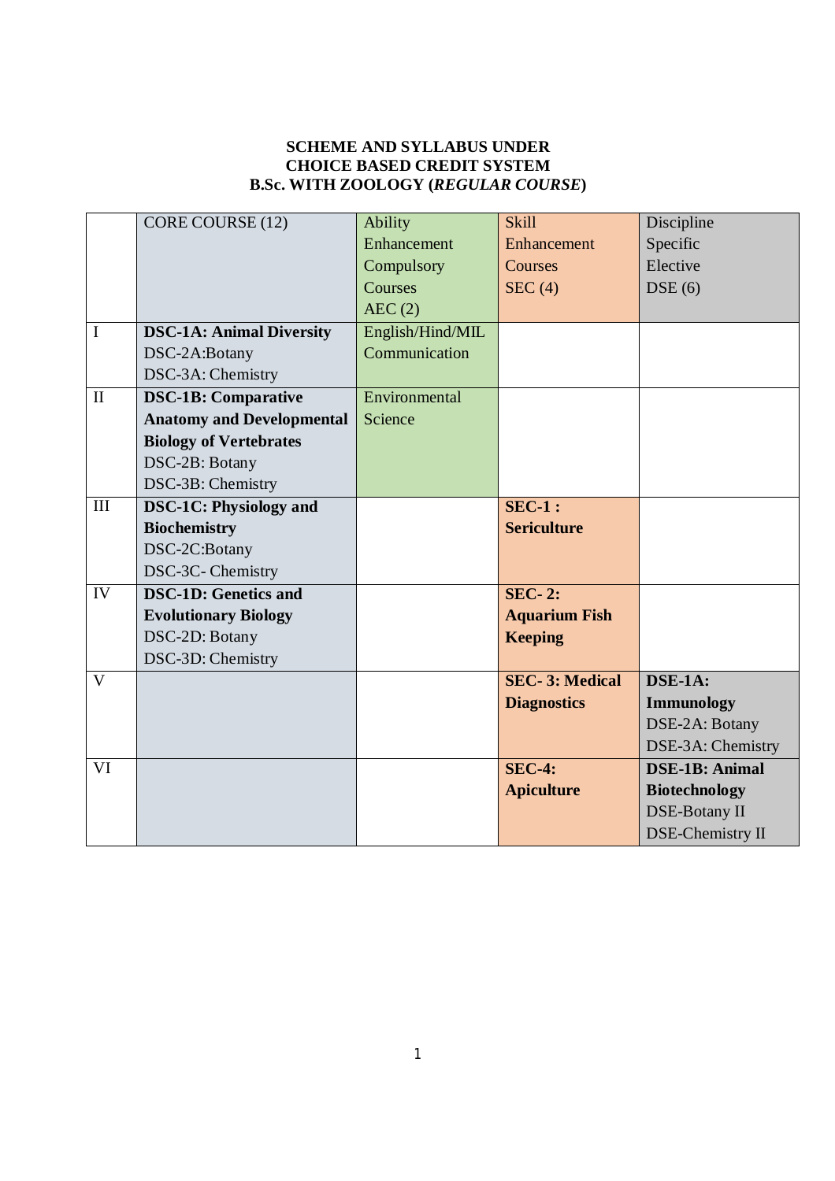**SCHEME AND SYLLABUS UNDER**
**CHOICE BASED CREDIT SYSTEM**
**B.Sc. WITH ZOOLOGY (*REGULAR COURSE*)**

| | CORE COURSE (12) | Ability Enhancement Compulsory Courses AEC (2) | Skill Enhancement Courses SEC (4) | Discipline Specific Elective DSE (6) |
|---|---|---|---|---|
| I | **DSC-1A: Animal Diversity** DSC-2A:Botany DSC-3A: Chemistry | English/Hind/MIL Communication | | |
| II | **DSC-1B: Comparative Anatomy and Developmental Biology of Vertebrates** DSC-2B: Botany DSC-3B: Chemistry | Environmental Science | | |
| III | **DSC-1C: Physiology and Biochemistry** DSC-2C:Botany DSC-3C- Chemistry | | **SEC-1 : Sericulture** | |
| IV | **DSC-1D: Genetics and Evolutionary Biology** DSC-2D: Botany DSC-3D: Chemistry | | **SEC- 2: Aquarium Fish Keeping** | |
| V | | | **SEC- 3: Medical Diagnostics** | **DSE-1A: Immunology** DSE-2A: Botany DSE-3A: Chemistry |
| VI | | | **SEC-4: Apiculture** | **DSE-1B: Animal Biotechnology** DSE-Botany II DSE-Chemistry II |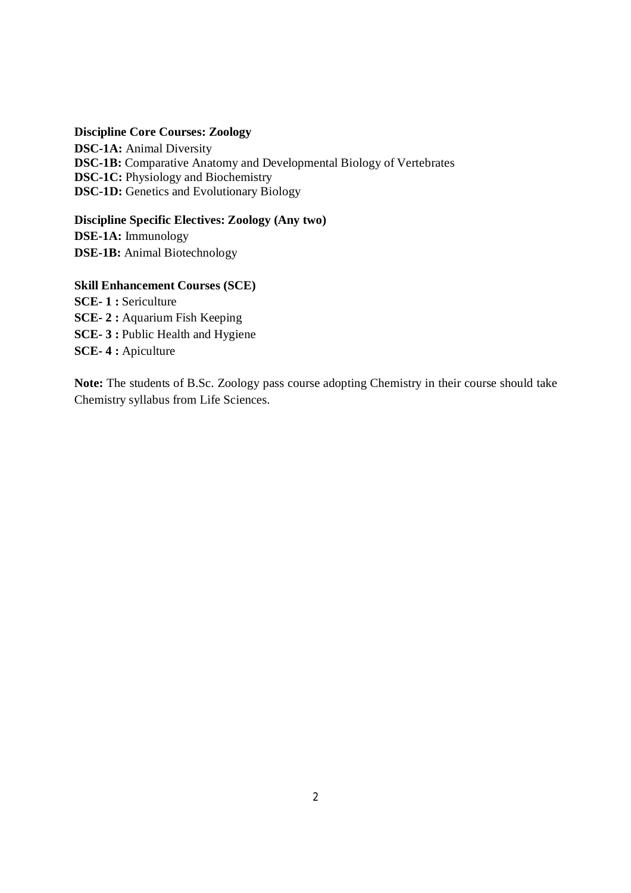**Discipline Core Courses: Zoology**

**DSC-1A:** Animal Diversity
**DSC-1B:** Comparative Anatomy and Developmental Biology of Vertebrates
**DSC-1C:** Physiology and Biochemistry
**DSC-1D:** Genetics and Evolutionary Biology

**Discipline Specific Electives: Zoology (Any two)**

**DSE-1A:** Immunology
**DSE-1B:** Animal Biotechnology

**Skill Enhancement Courses (SCE)**

**SCE- 1 :** Sericulture
**SCE- 2 :** Aquarium Fish Keeping
**SCE- 3 :** Public Health and Hygiene
**SCE- 4 :** Apiculture

**Note:** The students of B.Sc. Zoology pass course adopting Chemistry in their course should take Chemistry syllabus from Life Sciences.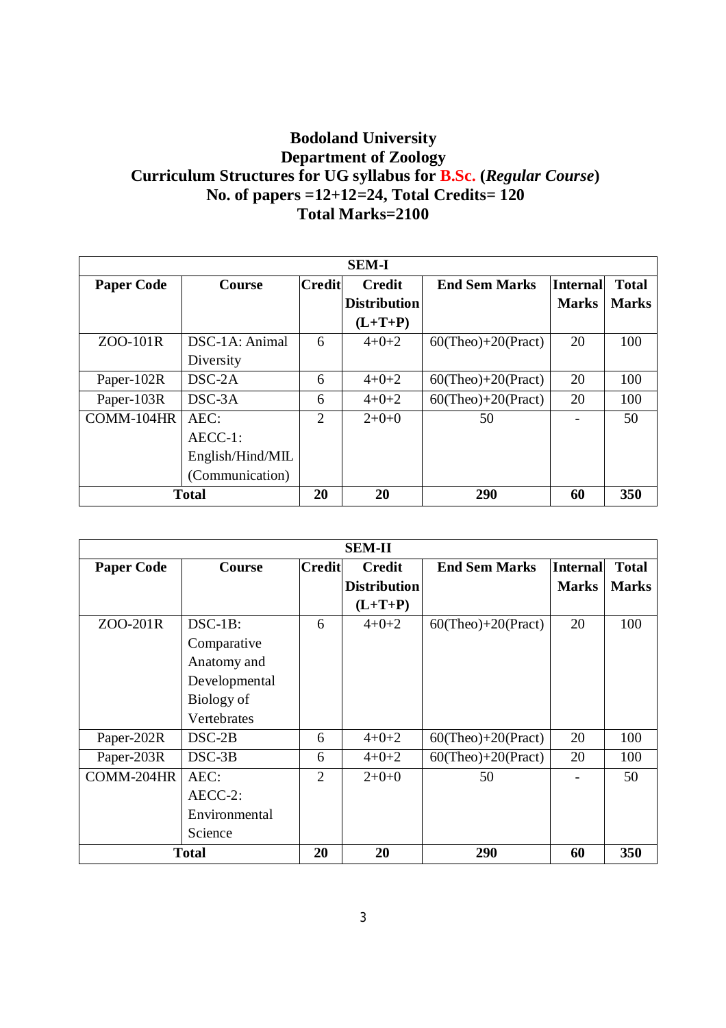**Bodoland University**
**Department of Zoology**
**Curriculum Structures for UG syllabus for B.Sc. (*Regular Course*)**
**No. of papers =12+12=24, Total Credits= 120**
**Total Marks=2100**

| SEM-I | | | | | | |
|---|---|---|---|---|---|---|
| **Paper Code** | **Course** | **Credit** | **Credit Distribution (L+T+P)** | **End Sem Marks** | **Internal Marks** | **Total Marks** |
| ZOO-101R | DSC-1A: Animal Diversity | 6 | 4+0+2 | 60(Theo)+20(Pract) | 20 | 100 |
| Paper-102R | DSC-2A | 6 | 4+0+2 | 60(Theo)+20(Pract) | 20 | 100 |
| Paper-103R | DSC-3A | 6 | 4+0+2 | 60(Theo)+20(Pract) | 20 | 100 |
| COMM-104HR | AEC: AECC-1: English/Hind/MIL (Communication) | 2 | 2+0+0 | 50 | - | 50 |
| **Total** | | **20** | **20** | **290** | **60** | **350** |

| SEM-II | | | | | | |
|---|---|---|---|---|---|---|
| **Paper Code** | **Course** | **Credit** | **Credit Distribution (L+T+P)** | **End Sem Marks** | **Internal Marks** | **Total Marks** |
| ZOO-201R | DSC-1B: Comparative Anatomy and Developmental Biology of Vertebrates | 6 | 4+0+2 | 60(Theo)+20(Pract) | 20 | 100 |
| Paper-202R | DSC-2B | 6 | 4+0+2 | 60(Theo)+20(Pract) | 20 | 100 |
| Paper-203R | DSC-3B | 6 | 4+0+2 | 60(Theo)+20(Pract) | 20 | 100 |
| COMM-204HR | AEC: AECC-2: Environmental Science | 2 | 2+0+0 | 50 | - | 50 |
| **Total** | | **20** | **20** | **290** | **60** | **350** |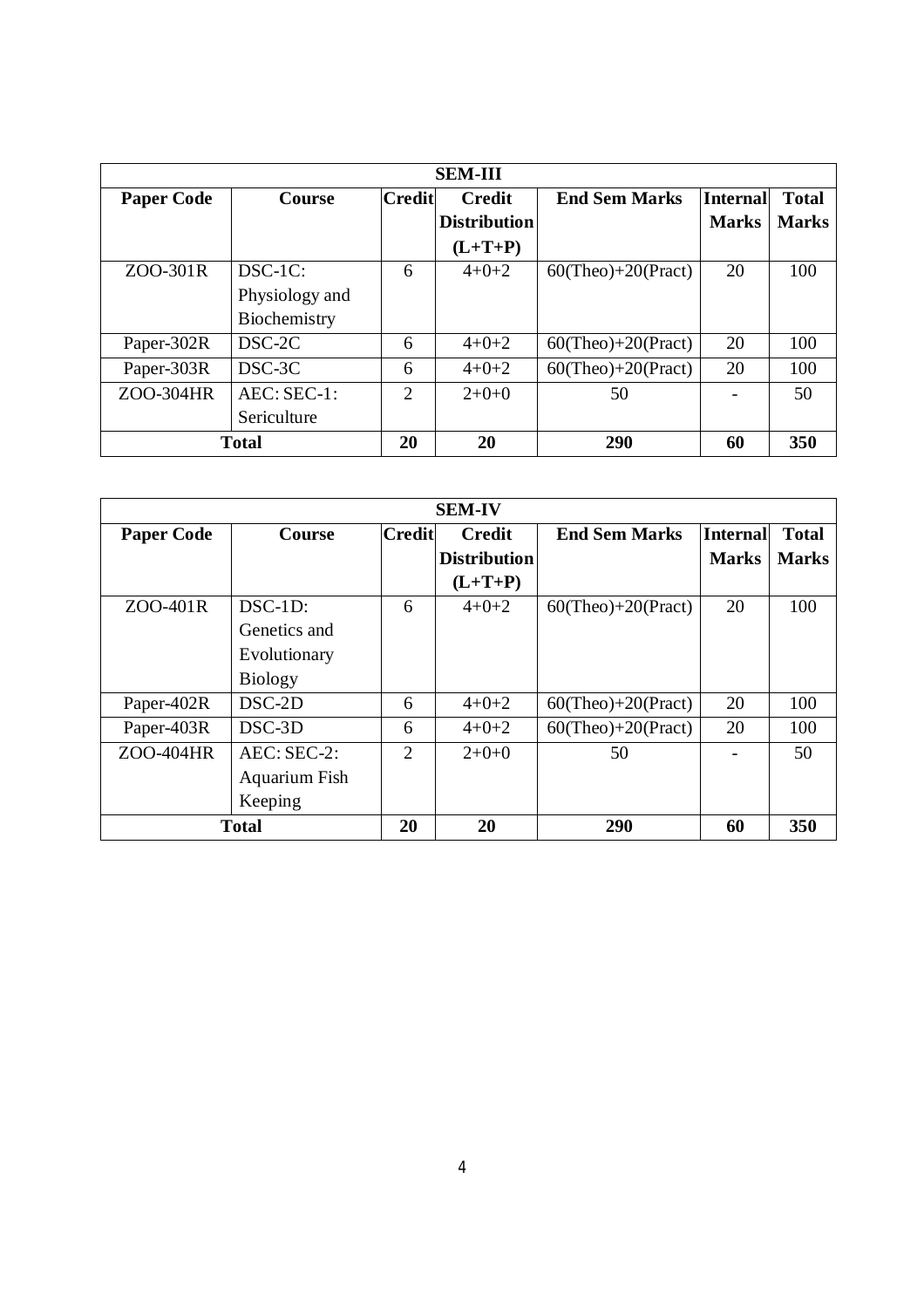| SEM-III | | | | | | |
|---|---|---|---|---|---|---|
| **Paper Code** | **Course** | **Credit** | **Credit Distribution (L+T+P)** | **End Sem Marks** | **Internal Marks** | **Total Marks** |
| ZOO-301R | DSC-1C: Physiology and Biochemistry | 6 | 4+0+2 | 60(Theo)+20(Pract) | 20 | 100 |
| Paper-302R | DSC-2C | 6 | 4+0+2 | 60(Theo)+20(Pract) | 20 | 100 |
| Paper-303R | DSC-3C | 6 | 4+0+2 | 60(Theo)+20(Pract) | 20 | 100 |
| ZOO-304HR | AEC: SEC-1: Sericulture | 2 | 2+0+0 | 50 | - | 50 |
| **Total** | | **20** | **20** | **290** | **60** | **350** |

| SEM-IV | | | | | | |
|---|---|---|---|---|---|---|
| **Paper Code** | **Course** | **Credit** | **Credit Distribution (L+T+P)** | **End Sem Marks** | **Internal Marks** | **Total Marks** |
| ZOO-401R | DSC-1D: Genetics and Evolutionary Biology | 6 | 4+0+2 | 60(Theo)+20(Pract) | 20 | 100 |
| Paper-402R | DSC-2D | 6 | 4+0+2 | 60(Theo)+20(Pract) | 20 | 100 |
| Paper-403R | DSC-3D | 6 | 4+0+2 | 60(Theo)+20(Pract) | 20 | 100 |
| ZOO-404HR | AEC: SEC-2: Aquarium Fish Keeping | 2 | 2+0+0 | 50 | - | 50 |
| **Total** | | **20** | **20** | **290** | **60** | **350** |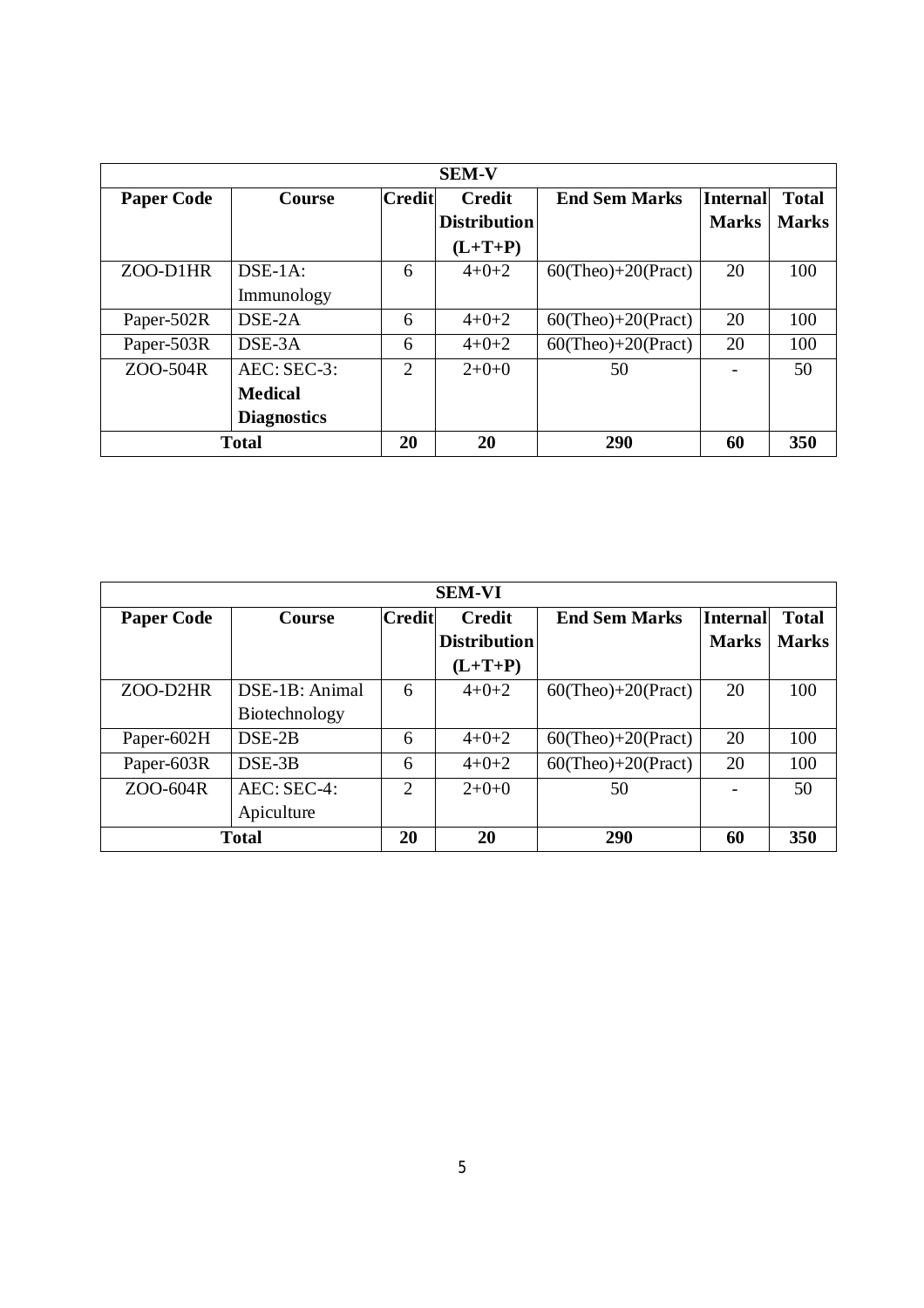| SEM-V | | | | | | |
|---|---|---|---|---|---|---|
| **Paper Code** | **Course** | **Credit** | **Credit Distribution (L+T+P)** | **End Sem Marks** | **Internal Marks** | **Total Marks** |
| ZOO-D1HR | DSE-1A: Immunology | 6 | 4+0+2 | 60(Theo)+20(Pract) | 20 | 100 |
| Paper-502R | DSE-2A | 6 | 4+0+2 | 60(Theo)+20(Pract) | 20 | 100 |
| Paper-503R | DSE-3A | 6 | 4+0+2 | 60(Theo)+20(Pract) | 20 | 100 |
| ZOO-504R | AEC: SEC-3: **Medical Diagnostics** | 2 | 2+0+0 | 50 | - | 50 |
| **Total** | | **20** | **20** | **290** | **60** | **350** |

| SEM-VI | | | | | | |
|---|---|---|---|---|---|---|
| **Paper Code** | **Course** | **Credit** | **Credit Distribution (L+T+P)** | **End Sem Marks** | **Internal Marks** | **Total Marks** |
| ZOO-D2HR | DSE-1B: Animal Biotechnology | 6 | 4+0+2 | 60(Theo)+20(Pract) | 20 | 100 |
| Paper-602H | DSE-2B | 6 | 4+0+2 | 60(Theo)+20(Pract) | 20 | 100 |
| Paper-603R | DSE-3B | 6 | 4+0+2 | 60(Theo)+20(Pract) | 20 | 100 |
| ZOO-604R | AEC: SEC-4: Apiculture | 2 | 2+0+0 | 50 | - | 50 |
| **Total** | | **20** | **20** | **290** | **60** | **350** |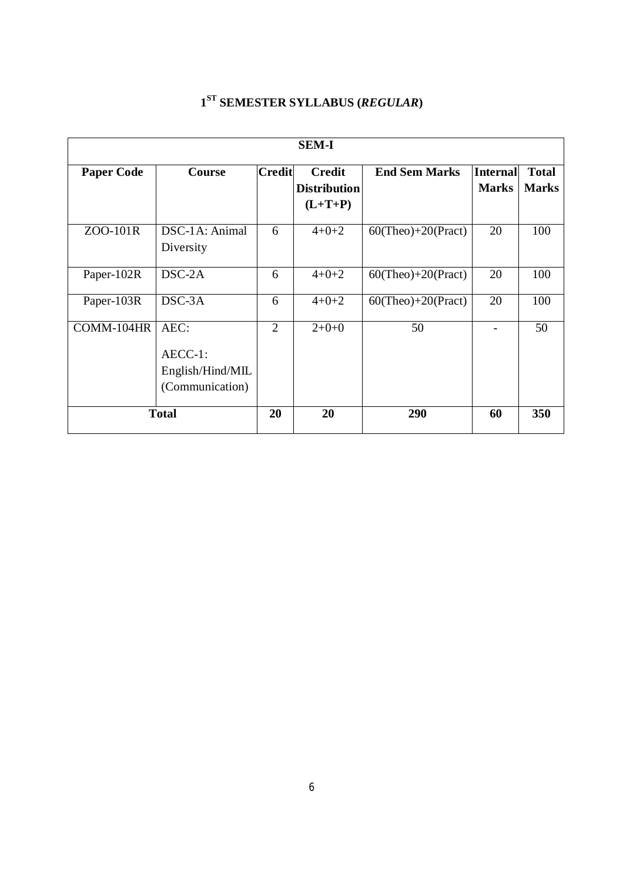# 1[ST] SEMESTER SYLLABUS (*REGULAR*)

| SEM-I | | | | | | |
|---|---|---|---|---|---|---|
| **Paper Code** | **Course** | **Credit** | **Credit Distribution (L+T+P)** | **End Sem Marks** | **Internal Marks** | **Total Marks** |
| ZOO-101R | DSC-1A: Animal Diversity | 6 | 4+0+2 | 60(Theo)+20(Pract) | 20 | 100 |
| Paper-102R | DSC-2A | 6 | 4+0+2 | 60(Theo)+20(Pract) | 20 | 100 |
| Paper-103R | DSC-3A | 6 | 4+0+2 | 60(Theo)+20(Pract) | 20 | 100 |
| COMM-104HR | AEC: AECC-1: English/Hind/MIL (Communication) | 2 | 2+0+0 | 50 | - | 50 |
| **Total** | | **20** | **20** | **290** | **60** | **350** |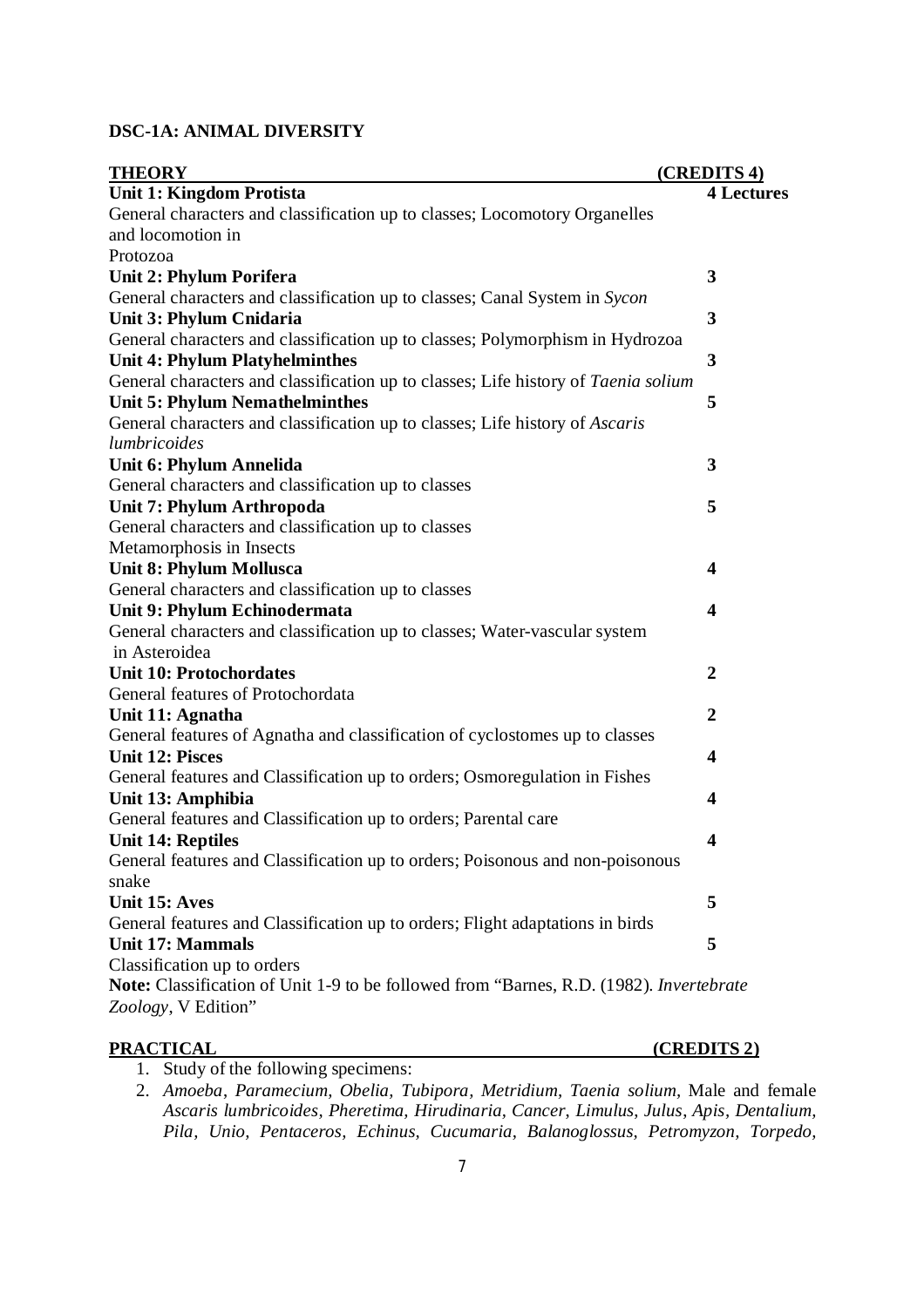**DSC-1A: ANIMAL DIVERSITY**

| THEORY | (CREDITS 4) |
|---|---|
| **Unit 1: Kingdom Protista** | **4 Lectures** |
| General characters and classification up to classes; Locomotory Organelles and locomotion in Protozoa | |
| **Unit 2: Phylum Porifera** | **3** |
| General characters and classification up to classes; Canal System in *Sycon* | |
| **Unit 3: Phylum Cnidaria** | **3** |
| General characters and classification up to classes; Polymorphism in Hydrozoa | |
| **Unit 4: Phylum Platyhelminthes** | **3** |
| General characters and classification up to classes; Life history of *Taenia solium* | |
| **Unit 5: Phylum Nemathelminthes** | **5** |
| General characters and classification up to classes; Life history of *Ascaris lumbricoides* | |
| **Unit 6: Phylum Annelida** | **3** |
| General characters and classification up to classes | |
| **Unit 7: Phylum Arthropoda** | **5** |
| General characters and classification up to classes Metamorphosis in Insects | |
| **Unit 8: Phylum Mollusca** | **4** |
| General characters and classification up to classes | |
| **Unit 9: Phylum Echinodermata** | **4** |
| General characters and classification up to classes; Water-vascular system in Asteroidea | |
| **Unit 10: Protochordates** | **2** |
| General features of Protochordata | |
| **Unit 11: Agnatha** | **2** |
| General features of Agnatha and classification of cyclostomes up to classes | |
| **Unit 12: Pisces** | **4** |
| General features and Classification up to orders; Osmoregulation in Fishes | |
| **Unit 13: Amphibia** | **4** |
| General features and Classification up to orders; Parental care | |
| **Unit 14: Reptiles** | **4** |
| General features and Classification up to orders; Poisonous and non-poisonous snake | |
| **Unit 15: Aves** | **5** |
| General features and Classification up to orders; Flight adaptations in birds | |
| **Unit 17: Mammals** | **5** |
| Classification up to orders | |

**Note:** Classification of Unit 1-9 to be followed from "Barnes, R.D. (1982). *Invertebrate Zoology*, V Edition"

**PRACTICAL** **(CREDITS 2)**

1. Study of the following specimens:
2. *Amoeba*, *Paramecium, Obelia, Tubipora, Metridium, Taenia solium,* Male and female *Ascaris lumbricoides, Pheretima, Hirudinaria, Cancer*, *Limulus*, *Julus*, *Apis*, *Dentalium*, *Pila, Unio, Pentaceros, Echinus, Cucumaria, Balanoglossus, Petromyzon*, *Torpedo*,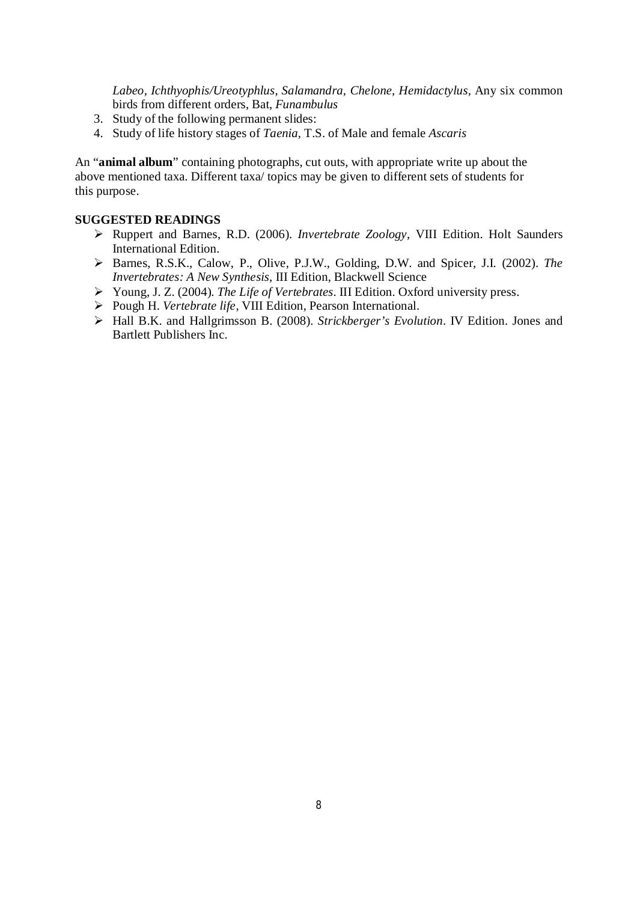*Labeo, Ichthyophis/Ureotyphlus, Salamandra, Chelone, Hemidactylus*, Any six common birds from different orders, Bat, *Funambulus*

3. Study of the following permanent slides:
4. Study of life history stages of *Taenia*, T.S. of Male and female *Ascaris*

An "**animal album**" containing photographs, cut outs, with appropriate write up about the above mentioned taxa. Different taxa/ topics may be given to different sets of students for this purpose.

**SUGGESTED READINGS**

- Ruppert and Barnes, R.D. (2006). *Invertebrate Zoology*, VIII Edition. Holt Saunders International Edition.
- Barnes, R.S.K., Calow, P., Olive, P.J.W., Golding, D.W. and Spicer, J.I. (2002). *The Invertebrates: A New Synthesis*, III Edition, Blackwell Science
- Young, J. Z. (2004). *The Life of Vertebrates*. III Edition. Oxford university press.
- Pough H. *Vertebrate life*, VIII Edition, Pearson International.
- Hall B.K. and Hallgrimsson B. (2008). *Strickberger's Evolution*. IV Edition. Jones and Bartlett Publishers Inc.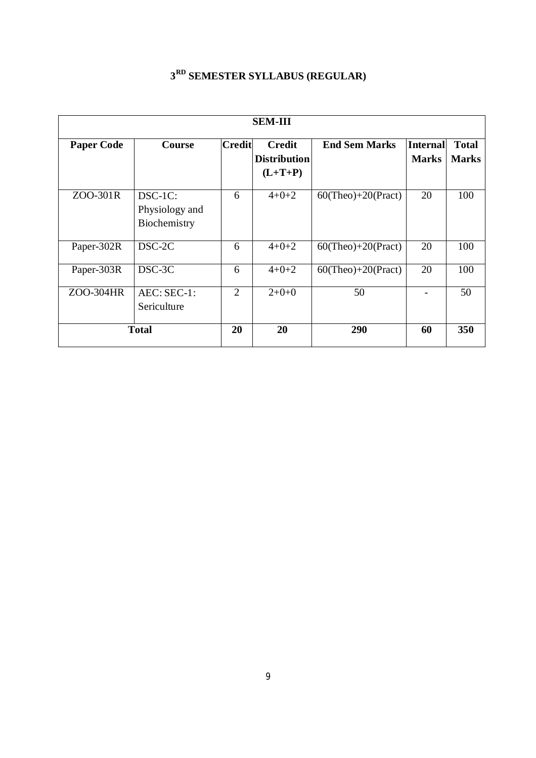# 3RD SEMESTER SYLLABUS (REGULAR)

| SEM-III | | | | | | |
|---|---|---|---|---|---|---|
| **Paper Code** | **Course** | **Credit** | **Credit Distribution (L+T+P)** | **End Sem Marks** | **Internal Marks** | **Total Marks** |
| ZOO-301R | DSC-1C: Physiology and Biochemistry | 6 | 4+0+2 | 60(Theo)+20(Pract) | 20 | 100 |
| Paper-302R | DSC-2C | 6 | 4+0+2 | 60(Theo)+20(Pract) | 20 | 100 |
| Paper-303R | DSC-3C | 6 | 4+0+2 | 60(Theo)+20(Pract) | 20 | 100 |
| ZOO-304HR | AEC: SEC-1: Sericulture | 2 | 2+0+0 | 50 | - | 50 |
| **Total** | | **20** | **20** | **290** | **60** | **350** |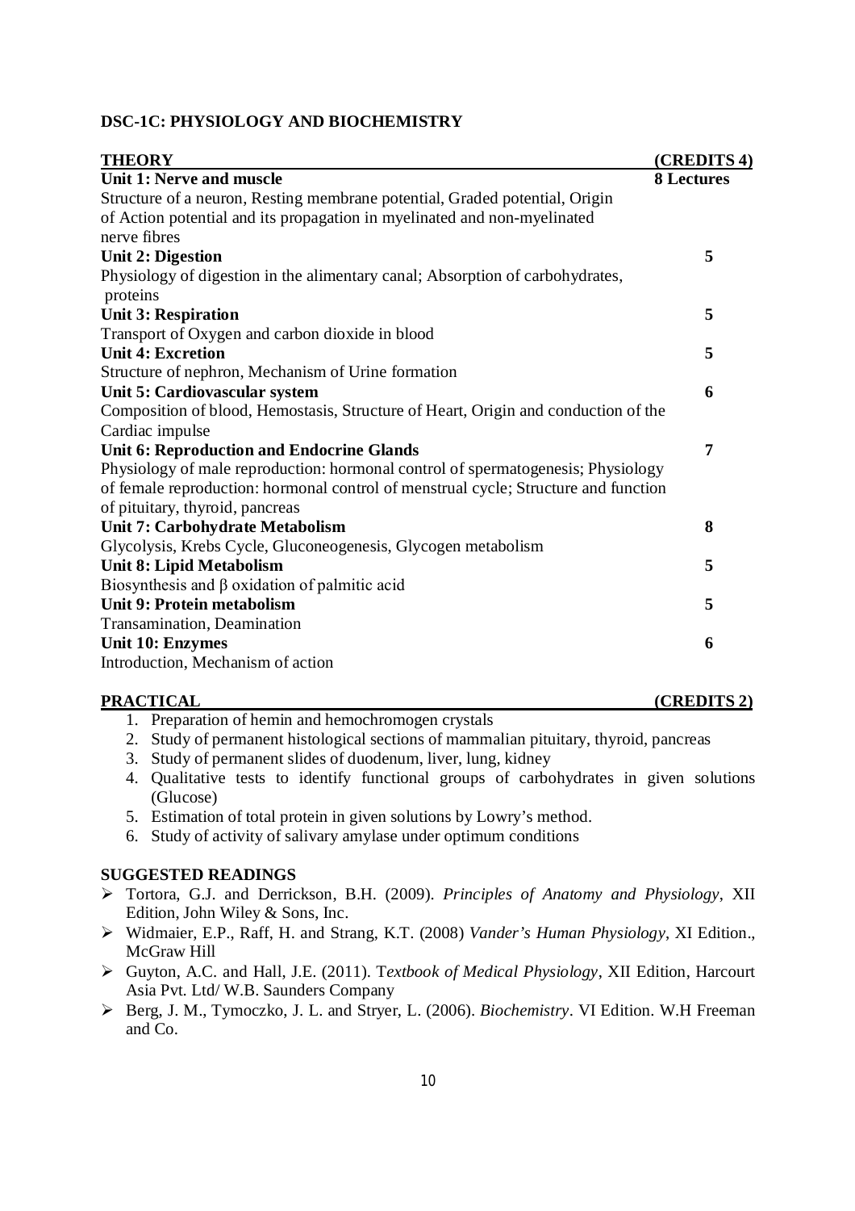## DSC-1C: PHYSIOLOGY AND BIOCHEMISTRY

| THEORY | (CREDITS 4) |
|---|---|
| **Unit 1: Nerve and muscle** | **8 Lectures** |
| Structure of a neuron, Resting membrane potential, Graded potential, Origin of Action potential and its propagation in myelinated and non-myelinated nerve fibres | |
| **Unit 2: Digestion** | **5** |
| Physiology of digestion in the alimentary canal; Absorption of carbohydrates, proteins | |
| **Unit 3: Respiration** | **5** |
| Transport of Oxygen and carbon dioxide in blood | |
| **Unit 4: Excretion** | **5** |
| Structure of nephron, Mechanism of Urine formation | |
| **Unit 5: Cardiovascular system** | **6** |
| Composition of blood, Hemostasis, Structure of Heart, Origin and conduction of the Cardiac impulse | |
| **Unit 6: Reproduction and Endocrine Glands** | **7** |
| Physiology of male reproduction: hormonal control of spermatogenesis; Physiology of female reproduction: hormonal control of menstrual cycle; Structure and function of pituitary, thyroid, pancreas | |
| **Unit 7: Carbohydrate Metabolism** | **8** |
| Glycolysis, Krebs Cycle, Gluconeogenesis, Glycogen metabolism | |
| **Unit 8: Lipid Metabolism** | **5** |
| Biosynthesis and $\beta$ oxidation of palmitic acid | |
| **Unit 9: Protein metabolism** | **5** |
| Transamination, Deamination | |
| **Unit 10: Enzymes** | **6** |
| Introduction, Mechanism of action | |

**PRACTICAL** **(CREDITS 2)**

1. Preparation of hemin and hemochromogen crystals
2. Study of permanent histological sections of mammalian pituitary, thyroid, pancreas
3. Study of permanent slides of duodenum, liver, lung, kidney
4. Qualitative tests to identify functional groups of carbohydrates in given solutions (Glucose)
5. Estimation of total protein in given solutions by Lowry's method.
6. Study of activity of salivary amylase under optimum conditions

### SUGGESTED READINGS

- Tortora, G.J. and Derrickson, B.H. (2009). *Principles of Anatomy and Physiology*, XII Edition, John Wiley & Sons, Inc.
- Widmaier, E.P., Raff, H. and Strang, K.T. (2008) *Vander's Human Physiology*, XI Edition., McGraw Hill
- Guyton, A.C. and Hall, J.E. (2011). T*extbook of Medical Physiology*, XII Edition, Harcourt Asia Pvt. Ltd/ W.B. Saunders Company
- Berg, J. M., Tymoczko, J. L. and Stryer, L. (2006). *Biochemistry*. VI Edition. W.H Freeman and Co.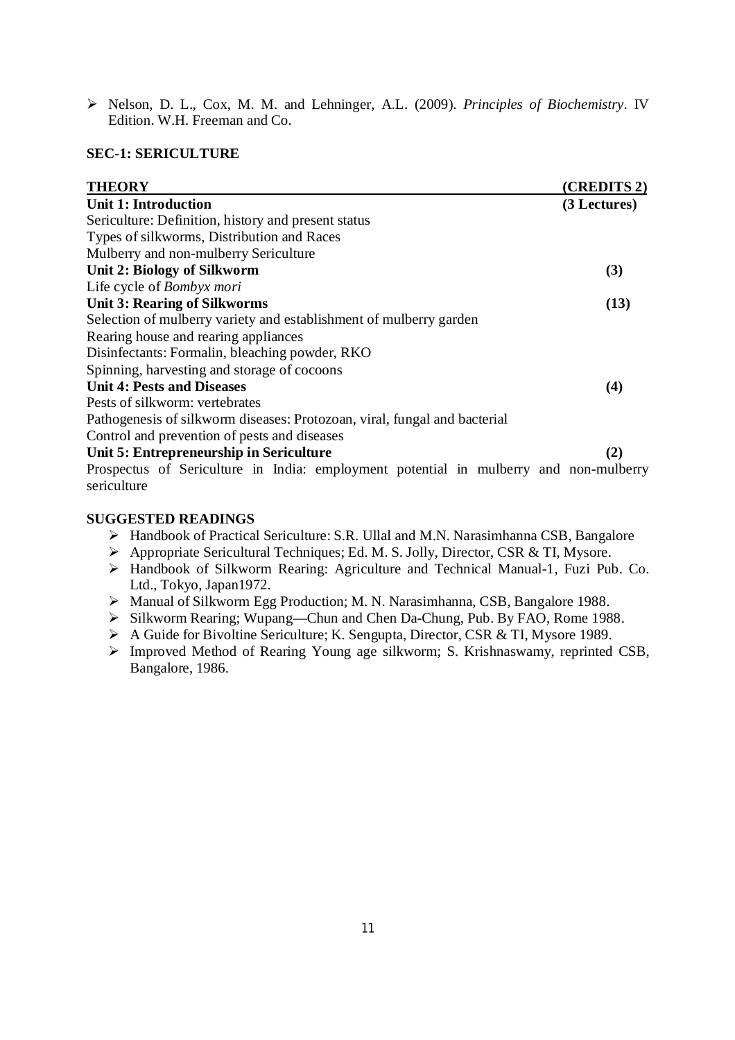- Nelson, D. L., Cox, M. M. and Lehninger, A.L. (2009). *Principles of Biochemistry*. IV Edition. W.H. Freeman and Co.

**SEC-1: SERICULTURE**

| **THEORY** | **(CREDITS 2)** |
|---|---|
| **Unit 1: Introduction** | **(3 Lectures)** |
| Sericulture: Definition, history and present status | |
| Types of silkworms, Distribution and Races | |
| Mulberry and non-mulberry Sericulture | |
| **Unit 2: Biology of Silkworm** | **(3)** |
| Life cycle of *Bombyx mori* | |
| **Unit 3: Rearing of Silkworms** | **(13)** |
| Selection of mulberry variety and establishment of mulberry garden | |
| Rearing house and rearing appliances | |
| Disinfectants: Formalin, bleaching powder, RKO | |
| Spinning, harvesting and storage of cocoons | |
| **Unit 4: Pests and Diseases** | **(4)** |
| Pests of silkworm: vertebrates | |
| Pathogenesis of silkworm diseases: Protozoan, viral, fungal and bacterial | |
| Control and prevention of pests and diseases | |
| **Unit 5: Entrepreneurship in Sericulture** | **(2)** |

Prospectus of Sericulture in India: employment potential in mulberry and non-mulberry sericulture

**SUGGESTED READINGS**

- Handbook of Practical Sericulture: S.R. Ullal and M.N. Narasimhanna CSB, Bangalore
- Appropriate Sericultural Techniques; Ed. M. S. Jolly, Director, CSR & TI, Mysore.
- Handbook of Silkworm Rearing: Agriculture and Technical Manual-1, Fuzi Pub. Co. Ltd., Tokyo, Japan1972.
- Manual of Silkworm Egg Production; M. N. Narasimhanna, CSB, Bangalore 1988.
- Silkworm Rearing; Wupang—Chun and Chen Da-Chung, Pub. By FAO, Rome 1988.
- A Guide for Bivoltine Sericulture; K. Sengupta, Director, CSR & TI, Mysore 1989.
- Improved Method of Rearing Young age silkworm; S. Krishnaswamy, reprinted CSB, Bangalore, 1986.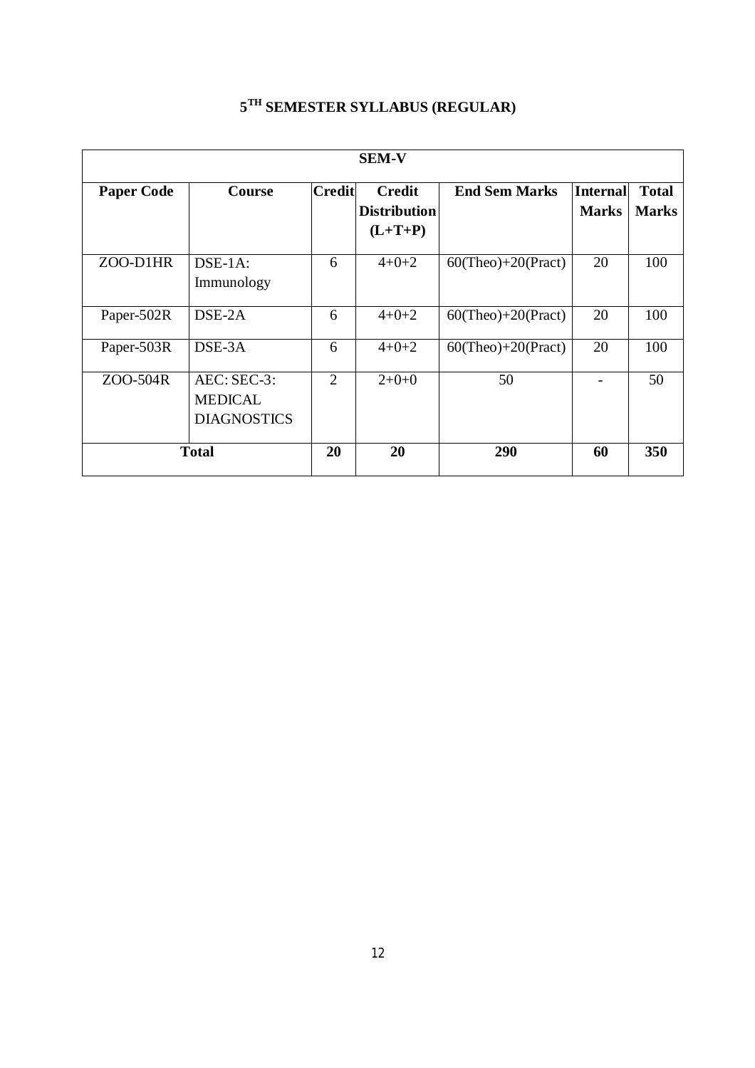# 5$^{TH}$ SEMESTER SYLLABUS (REGULAR)

| SEM-V | | | | | | |
|---|---|---|---|---|---|---|
| **Paper Code** | **Course** | **Credit** | **Credit Distribution (L+T+P)** | **End Sem Marks** | **Internal Marks** | **Total Marks** |
| ZOO-D1HR | DSE-1A: Immunology | 6 | 4+0+2 | 60(Theo)+20(Pract) | 20 | 100 |
| Paper-502R | DSE-2A | 6 | 4+0+2 | 60(Theo)+20(Pract) | 20 | 100 |
| Paper-503R | DSE-3A | 6 | 4+0+2 | 60(Theo)+20(Pract) | 20 | 100 |
| ZOO-504R | AEC: SEC-3: MEDICAL DIAGNOSTICS | 2 | 2+0+0 | 50 | - | 50 |
| **Total** | | **20** | **20** | **290** | **60** | **350** |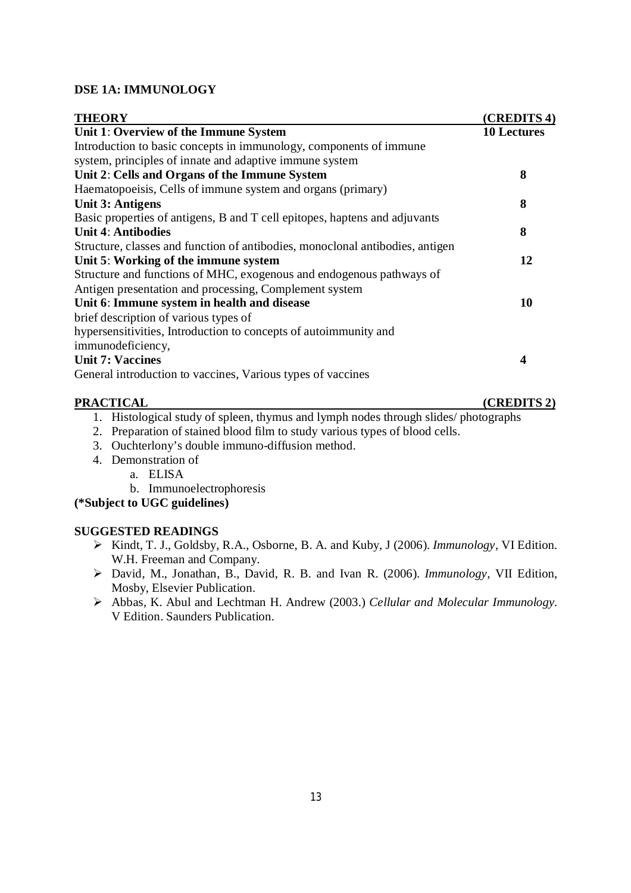## DSE 1A: IMMUNOLOGY

| **THEORY** | **(CREDITS 4)** |
|---|---|
| **Unit 1: Overview of the Immune System** | **10 Lectures** |
| Introduction to basic concepts in immunology, components of immune system, principles of innate and adaptive immune system | |
| **Unit 2: Cells and Organs of the Immune System** | **8** |
| Haematopoeisis, Cells of immune system and organs (primary) | |
| **Unit 3: Antigens** | **8** |
| Basic properties of antigens, B and T cell epitopes, haptens and adjuvants | |
| **Unit 4: Antibodies** | **8** |
| Structure, classes and function of antibodies, monoclonal antibodies, antigen | |
| **Unit 5: Working of the immune system** | **12** |
| Structure and functions of MHC, exogenous and endogenous pathways of Antigen presentation and processing, Complement system | |
| **Unit 6: Immune system in health and disease** | **10** |
| brief description of various types of hypersensitivities, Introduction to concepts of autoimmunity and immunodeficiency, | |
| **Unit 7: Vaccines** | **4** |
| General introduction to vaccines, Various types of vaccines | |

**PRACTICAL** **(CREDITS 2)**

1. Histological study of spleen, thymus and lymph nodes through slides/ photographs
2. Preparation of stained blood film to study various types of blood cells.
3. Ouchterlony's double immuno-diffusion method.
4. Demonstration of
   a. ELISA
   b. Immunoelectrophoresis

**(*Subject to UGC guidelines)**

**SUGGESTED READINGS**

- Kindt, T. J., Goldsby, R.A., Osborne, B. A. and Kuby, J (2006). *Immunology*, VI Edition. W.H. Freeman and Company.
- David, M., Jonathan, B., David, R. B. and Ivan R. (2006). *Immunology*, VII Edition, Mosby, Elsevier Publication.
- Abbas, K. Abul and Lechtman H. Andrew (2003.) *Cellular and Molecular Immunology*. V Edition. Saunders Publication.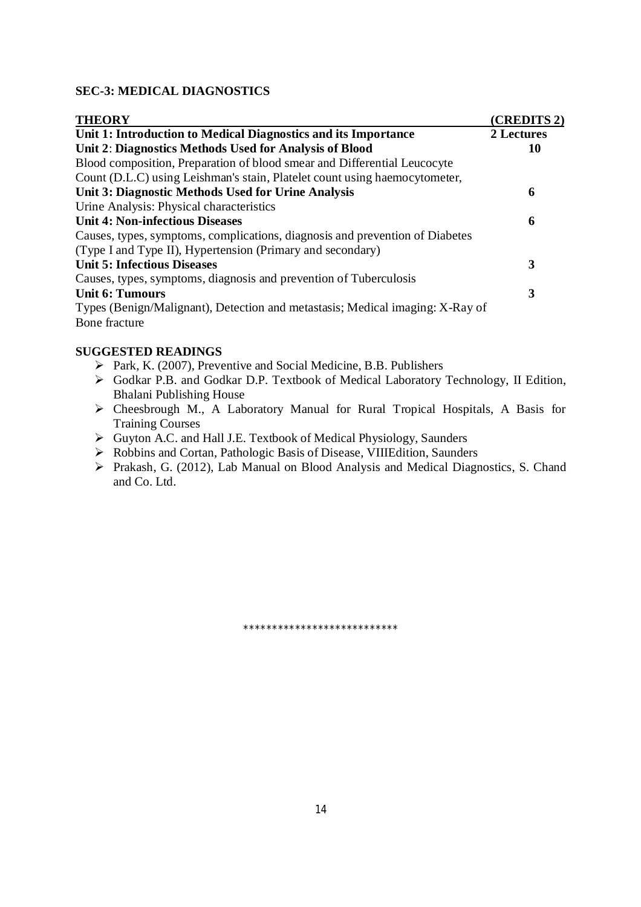**SEC-3: MEDICAL DIAGNOSTICS**

| **THEORY** | **(CREDITS 2)** |
|---|---|
| **Unit 1: Introduction to Medical Diagnostics and its Importance** | **2 Lectures** |
| **Unit 2**: **Diagnostics Methods Used for Analysis of Blood** | **10** |
| Blood composition, Preparation of blood smear and Differential Leucocyte Count (D.L.C) using Leishman's stain, Platelet count using haemocytometer, | |
| **Unit 3: Diagnostic Methods Used for Urine Analysis** | **6** |
| Urine Analysis: Physical characteristics | |
| **Unit 4: Non-infectious Diseases** | **6** |
| Causes, types, symptoms, complications, diagnosis and prevention of Diabetes (Type I and Type II), Hypertension (Primary and secondary) | |
| **Unit 5: Infectious Diseases** | **3** |
| Causes, types, symptoms, diagnosis and prevention of Tuberculosis | |
| **Unit 6: Tumours** | **3** |
| Types (Benign/Malignant), Detection and metastasis; Medical imaging: X-Ray of Bone fracture | |

**SUGGESTED READINGS**

- Park, K. (2007), Preventive and Social Medicine, B.B. Publishers
- Godkar P.B. and Godkar D.P. Textbook of Medical Laboratory Technology, II Edition, Bhalani Publishing House
- Cheesbrough M., A Laboratory Manual for Rural Tropical Hospitals, A Basis for Training Courses
- Guyton A.C. and Hall J.E. Textbook of Medical Physiology, Saunders
- Robbins and Cortan, Pathologic Basis of Disease, VIIIEdition, Saunders
- Prakash, G. (2012), Lab Manual on Blood Analysis and Medical Diagnostics, S. Chand and Co. Ltd.

***************************